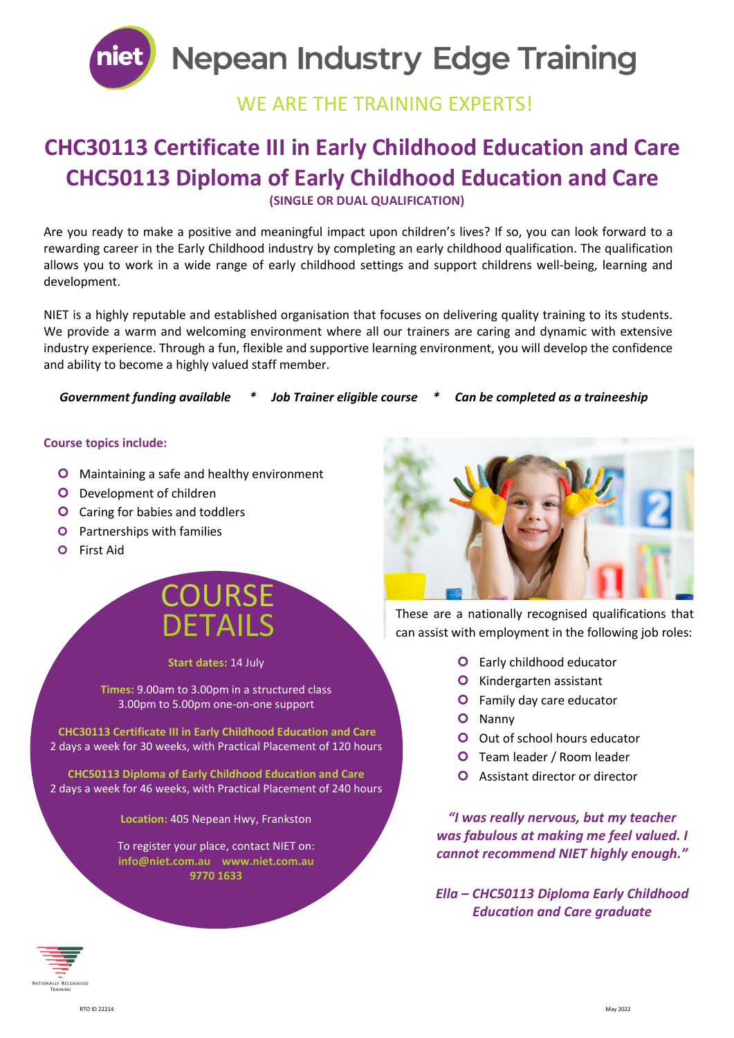# Nepean Industry Edge Training

WE ARE THE TRAINING EXPERTS!

## CHC30113 Certificate III in Early Childhood Education and Care
## CHC50113 Diploma of Early Childhood Education and Care

**(SINGLE OR DUAL QUALIFICATION)**

Are you ready to make a positive and meaningful impact upon children's lives? If so, you can look forward to a rewarding career in the Early Childhood industry by completing an early childhood qualification. The qualification allows you to work in a wide range of early childhood settings and support childrens well-being, learning and development.

NIET is a highly reputable and established organisation that focuses on delivering quality training to its students. We provide a warm and welcoming environment where all our trainers are caring and dynamic with extensive industry experience. Through a fun, flexible and supportive learning environment, you will develop the confidence and ability to become a highly valued staff member.

***Government funding available * Job Trainer eligible course * Can be completed as a traineeship***

**Course topics include:**

- Maintaining a safe and healthy environment
- Development of children
- Caring for babies and toddlers
- Partnerships with families
- First Aid

These are a nationally recognised qualifications that can assist with employment in the following job roles:

- Early childhood educator
- Kindergarten assistant
- Family day care educator
- Nanny
- Out of school hours educator
- Team leader / Room leader
- Assistant director or director

## COURSE DETAILS

**Start dates:** 14 July

**Times:** 9.00am to 3.00pm in a structured class
3.00pm to 5.00pm one-on-one support

**CHC30113 Certificate III in Early Childhood Education and Care**
2 days a week for 30 weeks, with Practical Placement of 120 hours

**CHC50113 Diploma of Early Childhood Education and Care**
2 days a week for 46 weeks, with Practical Placement of 240 hours

**Location:** 405 Nepean Hwy, Frankston

To register your place, contact NIET on:
info@niet.com.au www.niet.com.au
9770 1633

***"I was really nervous, but my teacher was fabulous at making me feel valued. I cannot recommend NIET highly enough."***

***Ella – CHC50113 Diploma Early Childhood Education and Care graduate***

Nationally Recognised Training

RTO ID 22214

May 2022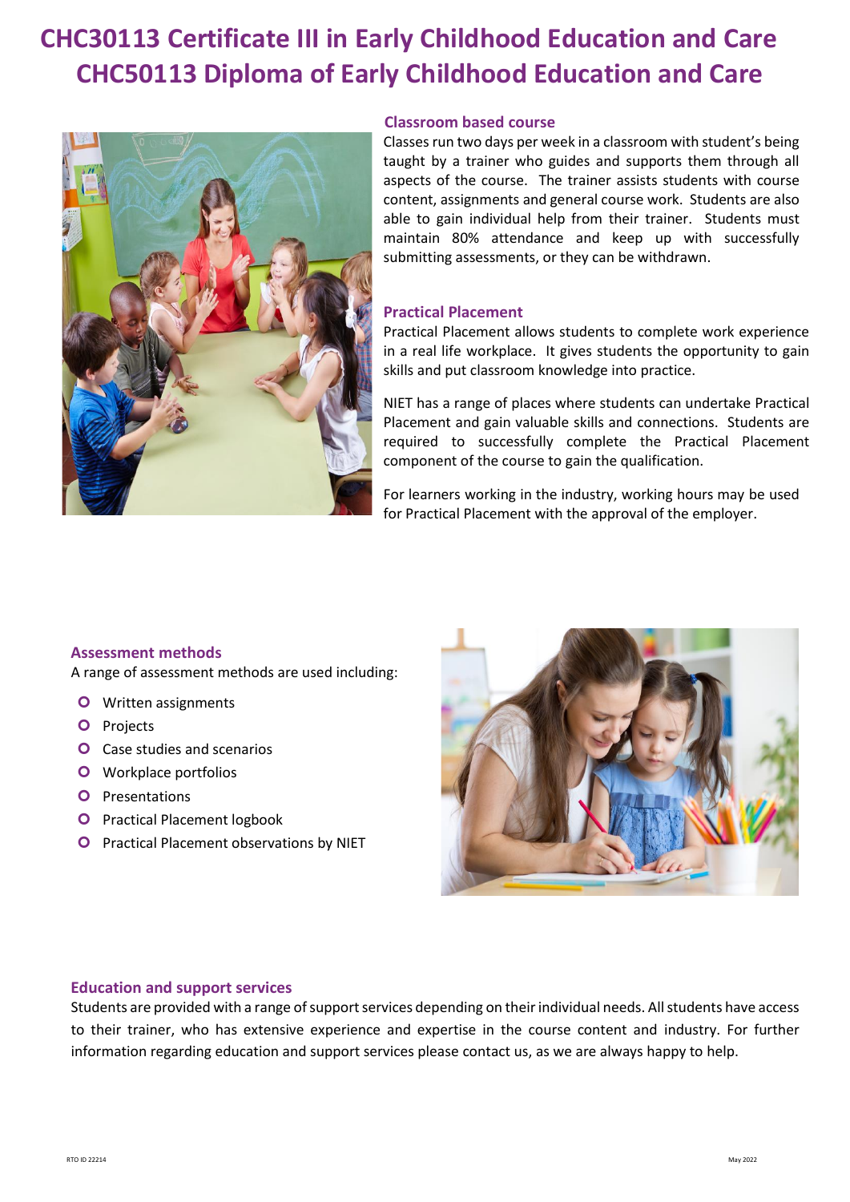# CHC30113 Certificate III in Early Childhood Education and Care
# CHC50113 Diploma of Early Childhood Education and Care

## Classroom based course

Classes run two days per week in a classroom with student's being taught by a trainer who guides and supports them through all aspects of the course. The trainer assists students with course content, assignments and general course work. Students are also able to gain individual help from their trainer. Students must maintain 80% attendance and keep up with successfully submitting assessments, or they can be withdrawn.

## Practical Placement

Practical Placement allows students to complete work experience in a real life workplace. It gives students the opportunity to gain skills and put classroom knowledge into practice.

NIET has a range of places where students can undertake Practical Placement and gain valuable skills and connections. Students are required to successfully complete the Practical Placement component of the course to gain the qualification.

For learners working in the industry, working hours may be used for Practical Placement with the approval of the employer.

## Assessment methods

A range of assessment methods are used including:

- Written assignments
- Projects
- Case studies and scenarios
- Workplace portfolios
- Presentations
- Practical Placement logbook
- Practical Placement observations by NIET

## Education and support services

Students are provided with a range of support services depending on their individual needs. All students have access to their trainer, who has extensive experience and expertise in the course content and industry. For further information regarding education and support services please contact us, as we are always happy to help.

RTO ID 22214

May 2022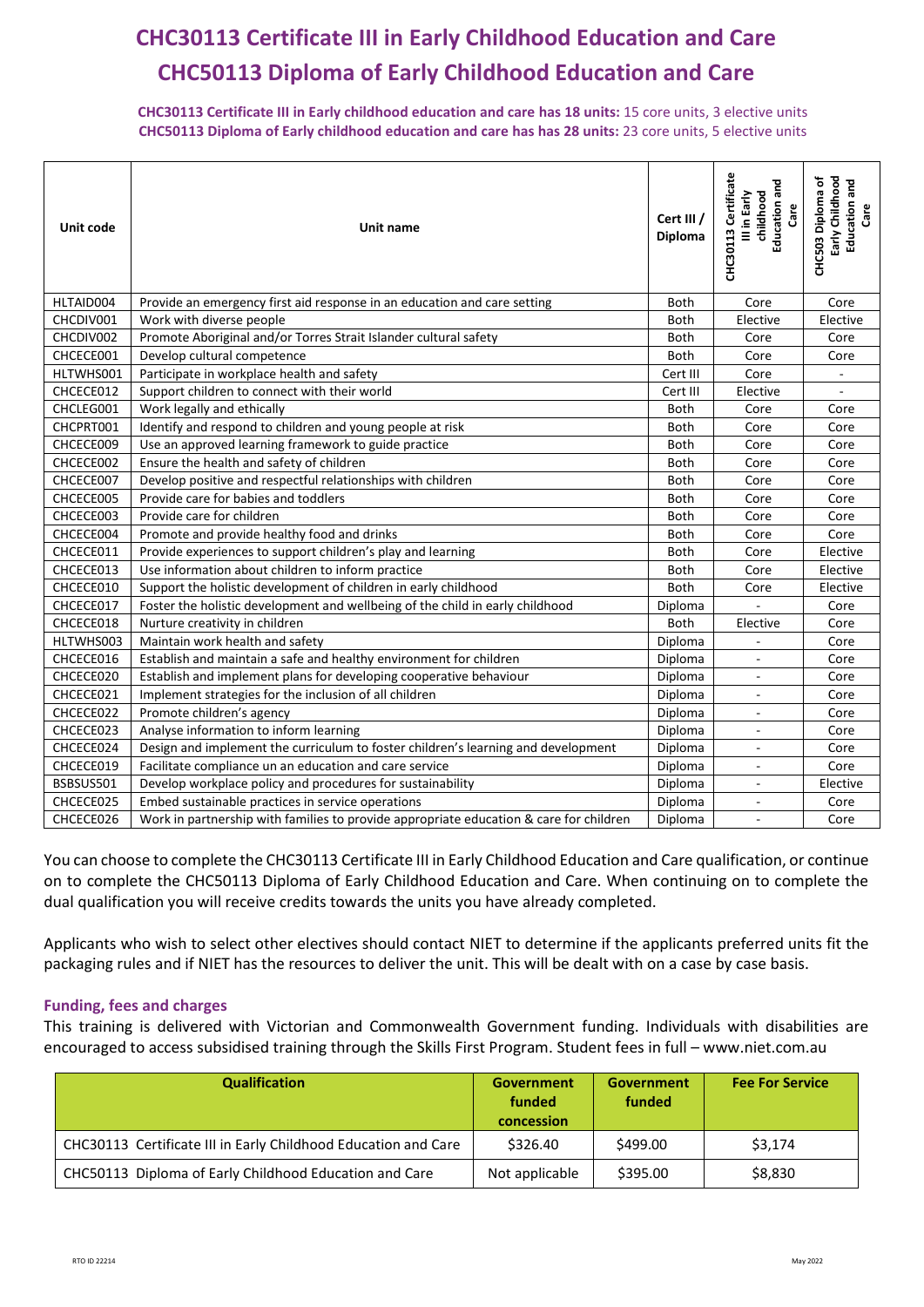# CHC30113 Certificate III in Early Childhood Education and Care
# CHC50113 Diploma of Early Childhood Education and Care

**CHC30113 Certificate III in Early childhood education and care has 18 units:** 15 core units, 3 elective units
**CHC50113 Diploma of Early childhood education and care has has 28 units:** 23 core units, 5 elective units

| Unit code | Unit name | Cert III / Diploma | CHC30113 Certificate III in Early childhood Education and Care | CHC503 Diploma of Early Childhood Education and Care |
|---|---|---|---|---|
| HLTAID004 | Provide an emergency first aid response in an education and care setting | Both | Core | Core |
| CHCDIV001 | Work with diverse people | Both | Elective | Elective |
| CHCDIV002 | Promote Aboriginal and/or Torres Strait Islander cultural safety | Both | Core | Core |
| CHCECE001 | Develop cultural competence | Both | Core | Core |
| HLTWHS001 | Participate in workplace health and safety | Cert III | Core | - |
| CHCECE012 | Support children to connect with their world | Cert III | Elective | - |
| CHCLEG001 | Work legally and ethically | Both | Core | Core |
| CHCPRT001 | Identify and respond to children and young people at risk | Both | Core | Core |
| CHCECE009 | Use an approved learning framework to guide practice | Both | Core | Core |
| CHCECE002 | Ensure the health and safety of children | Both | Core | Core |
| CHCECE007 | Develop positive and respectful relationships with children | Both | Core | Core |
| CHCECE005 | Provide care for babies and toddlers | Both | Core | Core |
| CHCECE003 | Provide care for children | Both | Core | Core |
| CHCECE004 | Promote and provide healthy food and drinks | Both | Core | Core |
| CHCECE011 | Provide experiences to support children's play and learning | Both | Core | Elective |
| CHCECE013 | Use information about children to inform practice | Both | Core | Elective |
| CHCECE010 | Support the holistic development of children in early childhood | Both | Core | Elective |
| CHCECE017 | Foster the holistic development and wellbeing of the child in early childhood | Diploma | - | Core |
| CHCECE018 | Nurture creativity in children | Both | Elective | Core |
| HLTWHS003 | Maintain work health and safety | Diploma | - | Core |
| CHCECE016 | Establish and maintain a safe and healthy environment for children | Diploma | - | Core |
| CHCECE020 | Establish and implement plans for developing cooperative behaviour | Diploma | - | Core |
| CHCECE021 | Implement strategies for the inclusion of all children | Diploma | - | Core |
| CHCECE022 | Promote children's agency | Diploma | - | Core |
| CHCECE023 | Analyse information to inform learning | Diploma | - | Core |
| CHCECE024 | Design and implement the curriculum to foster children's learning and development | Diploma | - | Core |
| CHCECE019 | Facilitate compliance un an education and care service | Diploma | - | Core |
| BSBSUS501 | Develop workplace policy and procedures for sustainability | Diploma | - | Elective |
| CHCECE025 | Embed sustainable practices in service operations | Diploma | - | Core |
| CHCECE026 | Work in partnership with families to provide appropriate education & care for children | Diploma | - | Core |

You can choose to complete the CHC30113 Certificate III in Early Childhood Education and Care qualification, or continue on to complete the CHC50113 Diploma of Early Childhood Education and Care. When continuing on to complete the dual qualification you will receive credits towards the units you have already completed.

Applicants who wish to select other electives should contact NIET to determine if the applicants preferred units fit the packaging rules and if NIET has the resources to deliver the unit. This will be dealt with on a case by case basis.

### Funding, fees and charges

This training is delivered with Victorian and Commonwealth Government funding. Individuals with disabilities are encouraged to access subsidised training through the Skills First Program. Student fees in full – www.niet.com.au

| Qualification | Government funded concession | Government funded | Fee For Service |
|---|---|---|---|
| CHC30113 Certificate III in Early Childhood Education and Care | $326.40 | $499.00 | $3,174 |
| CHC50113 Diploma of Early Childhood Education and Care | Not applicable | $395.00 | $8,830 |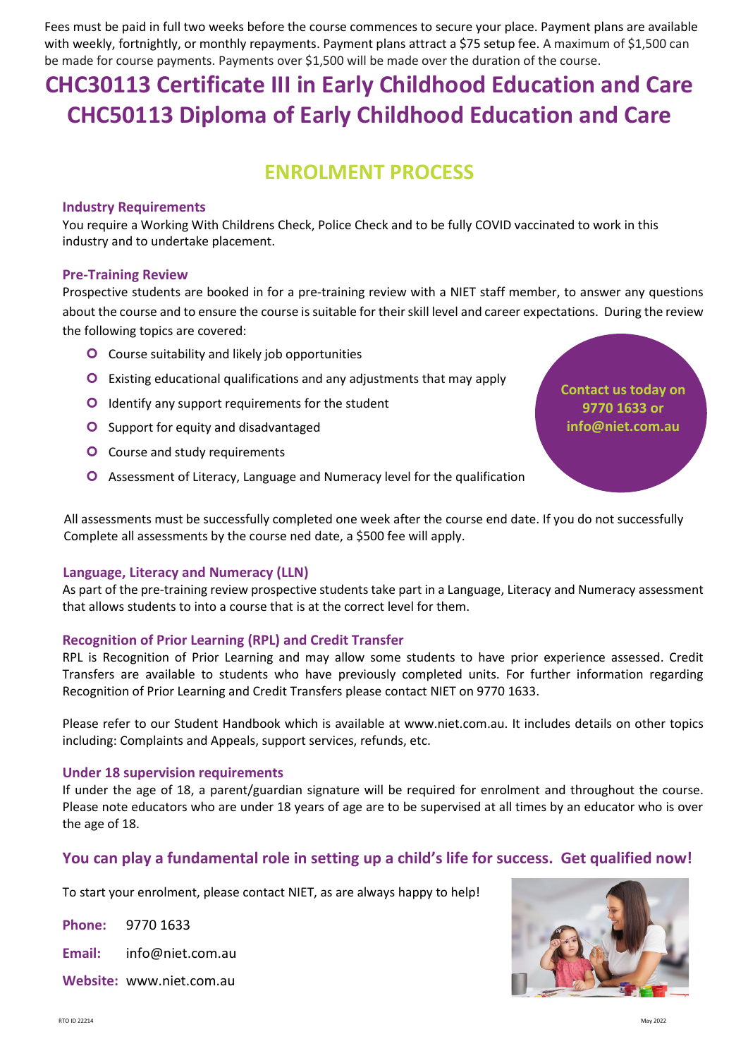Fees must be paid in full two weeks before the course commences to secure your place. Payment plans are available with weekly, fortnightly, or monthly repayments. Payment plans attract a $75 setup fee. A maximum of $1,500 can be made for course payments. Payments over $1,500 will be made over the duration of the course.

# CHC30113 Certificate III in Early Childhood Education and Care
# CHC50113 Diploma of Early Childhood Education and Care

## ENROLMENT PROCESS

### Industry Requirements

You require a Working With Childrens Check, Police Check and to be fully COVID vaccinated to work in this industry and to undertake placement.

### Pre-Training Review

Prospective students are booked in for a pre-training review with a NIET staff member, to answer any questions about the course and to ensure the course is suitable for their skill level and career expectations. During the review the following topics are covered:

- Course suitability and likely job opportunities
- Existing educational qualifications and any adjustments that may apply
- Identify any support requirements for the student
- Support for equity and disadvantaged
- Course and study requirements
- Assessment of Literacy, Language and Numeracy level for the qualification

**Contact us today on 9770 1633 or info@niet.com.au**

All assessments must be successfully completed one week after the course end date. If you do not successfully Complete all assessments by the course ned date, a $500 fee will apply.

### Language, Literacy and Numeracy (LLN)

As part of the pre-training review prospective students take part in a Language, Literacy and Numeracy assessment that allows students to into a course that is at the correct level for them.

### Recognition of Prior Learning (RPL) and Credit Transfer

RPL is Recognition of Prior Learning and may allow some students to have prior experience assessed. Credit Transfers are available to students who have previously completed units. For further information regarding Recognition of Prior Learning and Credit Transfers please contact NIET on 9770 1633.

Please refer to our Student Handbook which is available at www.niet.com.au. It includes details on other topics including: Complaints and Appeals, support services, refunds, etc.

### Under 18 supervision requirements

If under the age of 18, a parent/guardian signature will be required for enrolment and throughout the course. Please note educators who are under 18 years of age are to be supervised at all times by an educator who is over the age of 18.

### You can play a fundamental role in setting up a child's life for success. Get qualified now!

To start your enrolment, please contact NIET, as are always happy to help!

**Phone:** 9770 1633

**Email:** info@niet.com.au

**Website:** www.niet.com.au

RTO ID 22214

May 2022